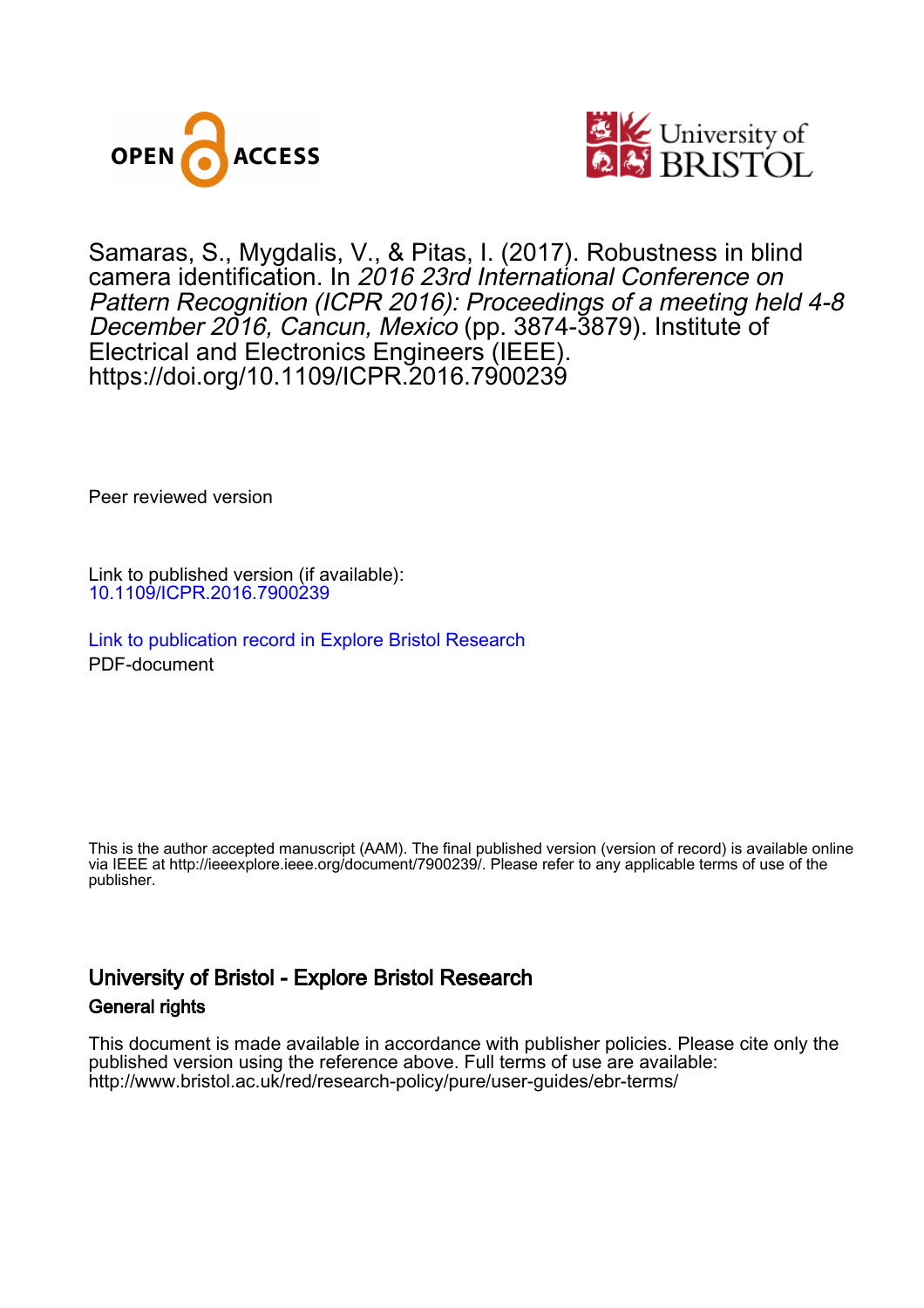OPEN ACCESS

University of BRISTOL

Samaras, S., Mygdalis, V., & Pitas, I. (2017). Robustness in blind camera identification. In *2016 23rd International Conference on Pattern Recognition (ICPR 2016): Proceedings of a meeting held 4-8 December 2016, Cancun, Mexico* (pp. 3874-3879). Institute of Electrical and Electronics Engineers (IEEE). https://doi.org/10.1109/ICPR.2016.7900239

Peer reviewed version

Link to published version (if available):
10.1109/ICPR.2016.7900239

Link to publication record in Explore Bristol Research
PDF-document

This is the author accepted manuscript (AAM). The final published version (version of record) is available online via IEEE at http://ieeexplore.ieee.org/document/7900239/. Please refer to any applicable terms of use of the publisher.

## University of Bristol - Explore Bristol Research

### General rights

This document is made available in accordance with publisher policies. Please cite only the published version using the reference above. Full terms of use are available: http://www.bristol.ac.uk/red/research-policy/pure/user-guides/ebr-terms/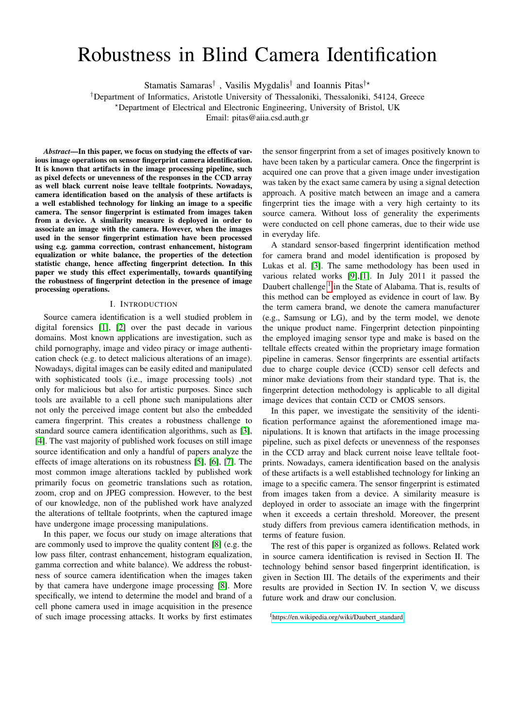# Robustness in Blind Camera Identification

Stamatis Samaras[†] , Vasilis Mygdalis[†] and Ioannis Pitas[†⋆]

[†]Department of Informatics, Aristotle University of Thessaloniki, Thessaloniki, 54124, Greece

[⋆]Department of Electrical and Electronic Engineering, University of Bristol, UK

Email: pitas@aiia.csd.auth.gr

***Abstract*—In this paper, we focus on studying the effects of various image operations on sensor fingerprint camera identification. It is known that artifacts in the image processing pipeline, such as pixel defects or unevenness of the responses in the CCD array as well black current noise leave telltale footprints. Nowadays, camera identification based on the analysis of these artifacts is a well established technology for linking an image to a specific camera. The sensor fingerprint is estimated from images taken from a device. A similarity measure is deployed in order to associate an image with the camera. However, when the images used in the sensor fingerprint estimation have been processed using e.g. gamma correction, contrast enhancement, histogram equalization or white balance, the properties of the detection statistic change, hence affecting fingerprint detection. In this paper we study this effect experimentally, towards quantifying the robustness of fingerprint detection in the presence of image processing operations.**

## I. Introduction

Source camera identification is a well studied problem in digital forensics [1], [2] over the past decade in various domains. Most known applications are investigation, such as child pornography, image and video piracy or image authentication check (e.g. to detect malicious alterations of an image). Nowadays, digital images can be easily edited and manipulated with sophisticated tools (i.e., image processing tools) ,not only for malicious but also for artistic purposes. Since such tools are available to a cell phone such manipulations alter not only the perceived image content but also the embedded camera fingerprint. This creates a robustness challenge to standard source camera identification algorithms, such as [3], [4]. The vast majority of published work focuses on still image source identification and only a handful of papers analyze the effects of image alterations on its robustness [5], [6], [7]. The most common image alterations tackled by published work primarily focus on geometric translations such as rotation, zoom, crop and on JPEG compression. However, to the best of our knowledge, non of the published work have analyzed the alterations of telltale footprints, when the captured image have undergone image processing manipulations.

In this paper, we focus our study on image alterations that are commonly used to improve the quality content [8] (e.g. the low pass filter, contrast enhancement, histogram equalization, gamma correction and white balance). We address the robustness of source camera identification when the images taken by that camera have undergone image processing [8]. More specifically, we intend to determine the model and brand of a cell phone camera used in image acquisition in the presence of such image processing attacks. It works by first estimates the sensor fingerprint from a set of images positively known to have been taken by a particular camera. Once the fingerprint is acquired one can prove that a given image under investigation was taken by the exact same camera by using a signal detection approach. A positive match between an image and a camera fingerprint ties the image with a very high certainty to its source camera. Without loss of generality the experiments were conducted on cell phone cameras, due to their wide use in everyday life.

A standard sensor-based fingerprint identification method for camera brand and model identification is proposed by Lukas et al. [3]. The same methodology has been used in various related works [9],[1]. In July 2011 it passed the Daubert challenge [1] in the State of Alabama. That is, results of this method can be employed as evidence in court of law. By the term camera brand, we denote the camera manufacturer (e.g., Samsung or LG), and by the term model, we denote the unique product name. Fingerprint detection pinpointing the employed imaging sensor type and make is based on the telltale effects created within the proprietary image formation pipeline in cameras. Sensor fingerprints are essential artifacts due to charge couple device (CCD) sensor cell defects and minor make deviations from their standard type. That is, the fingerprint detection methodology is applicable to all digital image devices that contain CCD or CMOS sensors.

In this paper, we investigate the sensitivity of the identification performance against the aforementioned image manipulations. It is known that artifacts in the image processing pipeline, such as pixel defects or unevenness of the responses in the CCD array and black current noise leave telltale footprints. Nowadays, camera identification based on the analysis of these artifacts is a well established technology for linking an image to a specific camera. The sensor fingerprint is estimated from images taken from a device. A similarity measure is deployed in order to associate an image with the fingerprint when it exceeds a certain threshold. Moreover, the present study differs from previous camera identification methods, in terms of feature fusion.

The rest of this paper is organized as follows. Related work in source camera identification is revised in Section II. The technology behind sensor based fingerprint identification, is given in Section III. The details of the experiments and their results are provided in Section IV. In section V, we discuss future work and draw our conclusion.

[1] https://en.wikipedia.org/wiki/Daubert_standard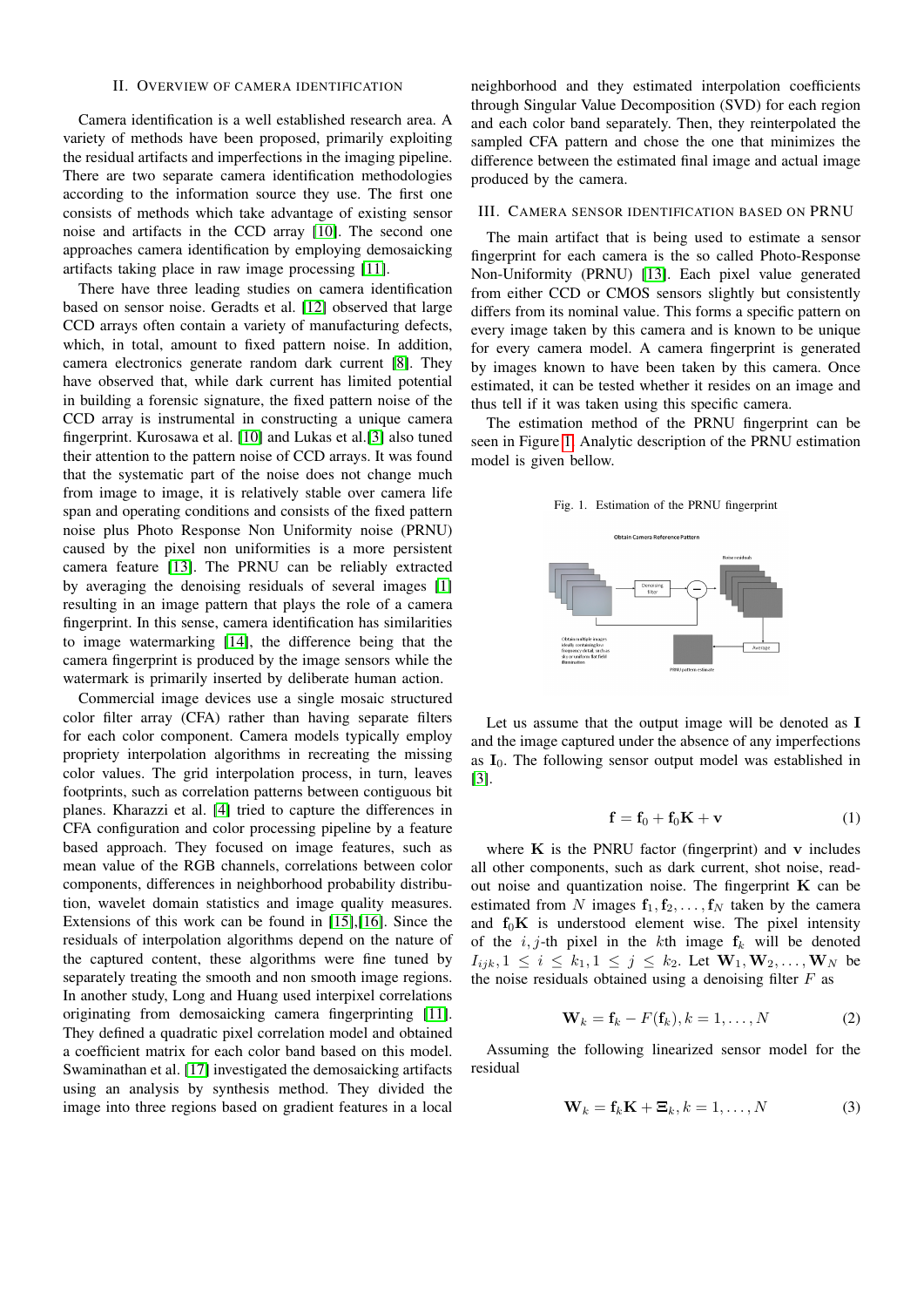## II. Overview of Camera Identification

Camera identification is a well established research area. A variety of methods have been proposed, primarily exploiting the residual artifacts and imperfections in the imaging pipeline. There are two separate camera identification methodologies according to the information source they use. The first one consists of methods which take advantage of existing sensor noise and artifacts in the CCD array [10]. The second one approaches camera identification by employing demosaicking artifacts taking place in raw image processing [11].

There have three leading studies on camera identification based on sensor noise. Geradts et al. [12] observed that large CCD arrays often contain a variety of manufacturing defects, which, in total, amount to fixed pattern noise. In addition, camera electronics generate random dark current [8]. They have observed that, while dark current has limited potential in building a forensic signature, the fixed pattern noise of the CCD array is instrumental in constructing a unique camera fingerprint. Kurosawa et al. [10] and Lukas et al.[3] also tuned their attention to the pattern noise of CCD arrays. It was found that the systematic part of the noise does not change much from image to image, it is relatively stable over camera life span and operating conditions and consists of the fixed pattern noise plus Photo Response Non Uniformity noise (PRNU) caused by the pixel non uniformities is a more persistent camera feature [13]. The PRNU can be reliably extracted by averaging the denoising residuals of several images [1] resulting in an image pattern that plays the role of a camera fingerprint. In this sense, camera identification has similarities to image watermarking [14], the difference being that the camera fingerprint is produced by the image sensors while the watermark is primarily inserted by deliberate human action.

Commercial image devices use a single mosaic structured color filter array (CFA) rather than having separate filters for each color component. Camera models typically employ propriety interpolation algorithms in recreating the missing color values. The grid interpolation process, in turn, leaves footprints, such as correlation patterns between contiguous bit planes. Kharazzi et al. [4] tried to capture the differences in CFA configuration and color processing pipeline by a feature based approach. They focused on image features, such as mean value of the RGB channels, correlations between color components, differences in neighborhood probability distribution, wavelet domain statistics and image quality measures. Extensions of this work can be found in [15],[16]. Since the residuals of interpolation algorithms depend on the nature of the captured content, these algorithms were fine tuned by separately treating the smooth and non smooth image regions. In another study, Long and Huang used interpixel correlations originating from demosaicking camera fingerprinting [11]. They defined a quadratic pixel correlation model and obtained a coefficient matrix for each color band based on this model. Swaminathan et al. [17] investigated the demosaicking artifacts using an analysis by synthesis method. They divided the image into three regions based on gradient features in a local neighborhood and they estimated interpolation coefficients through Singular Value Decomposition (SVD) for each region and each color band separately. Then, they reinterpolated the sampled CFA pattern and chose the one that minimizes the difference between the estimated final image and actual image produced by the camera.

## III. Camera Sensor Identification Based on PRNU

The main artifact that is being used to estimate a sensor fingerprint for each camera is the so called Photo-Response Non-Uniformity (PRNU) [13]. Each pixel value generated from either CCD or CMOS sensors slightly but consistently differs from its nominal value. This forms a specific pattern on every image taken by this camera and is known to be unique for every camera model. A camera fingerprint is generated by images known to have been taken by this camera. Once estimated, it can be tested whether it resides on an image and thus tell if it was taken using this specific camera.

The estimation method of the PRNU fingerprint can be seen in Figure 1. Analytic description of the PRNU estimation model is given bellow.

Fig. 1. Estimation of the PRNU fingerprint

Obtain Camera Reference Pattern

Denoising filter

Noise residuals

Obtain multiple images ideally containing low frequency detail, such as sky or uniform flat field illumination

Average

PRNU pattern estimate

Let us assume that the output image will be denoted as $\mathbf{I}$ and the image captured under the absence of any imperfections as $\mathbf{I}_0$. The following sensor output model was established in [3].

$$\mathbf{f} = \mathbf{f}_0 + \mathbf{f}_0\mathbf{K} + \mathbf{v} \tag{1}$$

where $\mathbf{K}$ is the PNRU factor (fingerprint) and $\mathbf{v}$ includes all other components, such as dark current, shot noise, read-out noise and quantization noise. The fingerprint $\mathbf{K}$ can be estimated from $N$ images $\mathbf{f}_1, \mathbf{f}_2, \ldots, \mathbf{f}_N$ taken by the camera and $\mathbf{f}_0\mathbf{K}$ is understood element wise. The pixel intensity of the $i,j$-th pixel in the $k$th image $\mathbf{f}_k$ will be denoted $I_{ijk}, 1 \le i \le k_1, 1 \le j \le k_2$. Let $\mathbf{W}_1, \mathbf{W}_2, \ldots, \mathbf{W}_N$ be the noise residuals obtained using a denoising filter $F$ as

$$\mathbf{W}_k = \mathbf{f}_k - F(\mathbf{f}_k), k = 1, \ldots, N \tag{2}$$

Assuming the following linearized sensor model for the residual

$$\mathbf{W}_k = \mathbf{f}_k\mathbf{K} + \Xi_k, k = 1, \ldots, N \tag{3}$$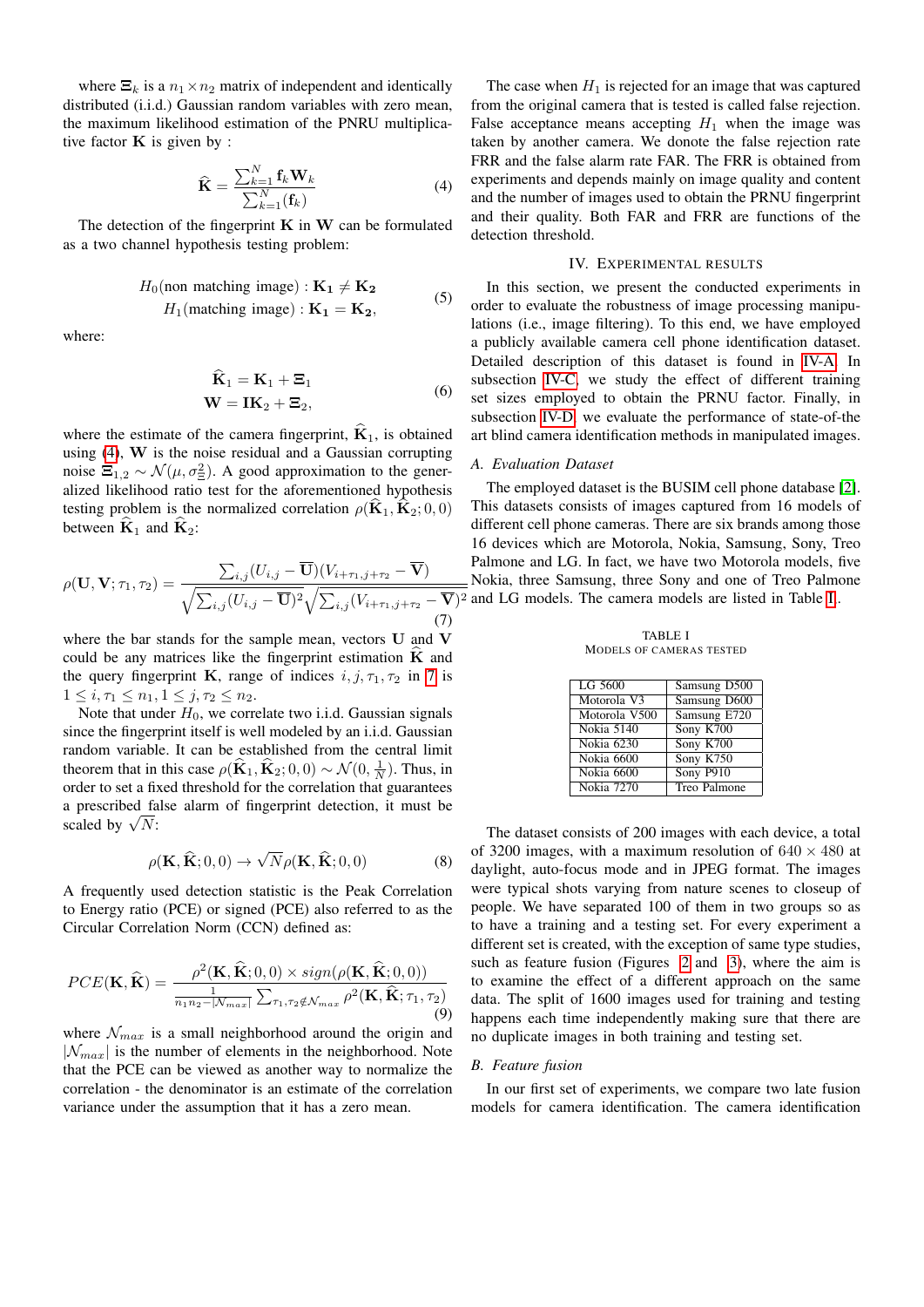where $\Xi_k$ is a $n_1 \times n_2$ matrix of independent and identically distributed (i.i.d.) Gaussian random variables with zero mean, the maximum likelihood estimation of the PNRU multiplicative factor $\mathbf{K}$ is given by :

$$\widehat{\mathbf{K}} = \frac{\sum_{k=1}^{N} \mathbf{f}_k \mathbf{W}_k}{\sum_{k=1}^{N} (\mathbf{f}_k)} \tag{4}$$

The detection of the fingerprint $\mathbf{K}$ in $\mathbf{W}$ can be formulated as a two channel hypothesis testing problem:

$$\begin{aligned} H_0(\text{non matching image}) &: \mathbf{K_1} \neq \mathbf{K_2} \\ H_1(\text{matching image}) &: \mathbf{K_1} = \mathbf{K_2}, \end{aligned} \tag{5}$$

where:

$$\begin{aligned} \widehat{\mathbf{K}}_1 &= \mathbf{K}_1 + \Xi_1 \\ \mathbf{W} &= \mathbf{I}\mathbf{K}_2 + \Xi_2, \end{aligned} \tag{6}$$

where the estimate of the camera fingerprint, $\widehat{\mathbf{K}}_1$, is obtained using (4), $\mathbf{W}$ is the noise residual and a Gaussian corrupting noise $\Xi_{1,2} \sim \mathcal{N}(\mu, \sigma_{\Xi}^2)$. A good approximation to the generalized likelihood ratio test for the aforementioned hypothesis testing problem is the normalized correlation $\rho(\widehat{\mathbf{K}}_1, \widehat{\mathbf{K}}_2; 0, 0)$ between $\widehat{\mathbf{K}}_1$ and $\widehat{\mathbf{K}}_2$:

$$\rho(\mathbf{U}, \mathbf{V}; \tau_1, \tau_2) = \frac{\sum_{i,j}(U_{i,j} - \overline{\mathbf{U}})(V_{i+\tau_1, j+\tau_2} - \overline{\mathbf{V}})}{\sqrt{\sum_{i,j}(U_{i,j} - \overline{\mathbf{U}})^2}\sqrt{\sum_{i,j}(V_{i+\tau_1, j+\tau_2} - \overline{\mathbf{V}})^2}} \tag{7}$$

where the bar stands for the sample mean, vectors $\mathbf{U}$ and $\mathbf{V}$ could be any matrices like the fingerprint estimation $\widehat{\mathbf{K}}$ and the query fingerprint $\mathbf{K}$, range of indices $i, j, \tau_1, \tau_2$ in 7 is $1 \leq i, \tau_1 \leq n_1, 1 \leq j, \tau_2 \leq n_2$.

Note that under $H_0$, we correlate two i.i.d. Gaussian signals since the fingerprint itself is well modeled by an i.i.d. Gaussian random variable. It can be established from the central limit theorem that in this case $\rho(\widehat{\mathbf{K}}_1, \widehat{\mathbf{K}}_2; 0, 0) \sim \mathcal{N}(0, \frac{1}{N})$. Thus, in order to set a fixed threshold for the correlation that guarantees a prescribed false alarm of fingerprint detection, it must be scaled by $\sqrt{N}$:

$$\rho(\mathbf{K}, \widehat{\mathbf{K}}; 0, 0) \rightarrow \sqrt{N}\rho(\mathbf{K}, \widehat{\mathbf{K}}; 0, 0) \tag{8}$$

A frequently used detection statistic is the Peak Correlation to Energy ratio (PCE) or signed (PCE) also referred to as the Circular Correlation Norm (CCN) defined as:

$$PCE(\mathbf{K}, \widehat{\mathbf{K}}) = \frac{\rho^2(\mathbf{K}, \widehat{\mathbf{K}}; 0, 0) \times sign(\rho(\mathbf{K}, \widehat{\mathbf{K}}; 0, 0))}{\frac{1}{n_1 n_2 - |\mathcal{N}_{max}|} \sum_{\tau_1, \tau_2 \notin \mathcal{N}_{max}} \rho^2(\mathbf{K}, \widehat{\mathbf{K}}; \tau_1, \tau_2)} \tag{9}$$

where $\mathcal{N}_{max}$ is a small neighborhood around the origin and $|\mathcal{N}_{max}|$ is the number of elements in the neighborhood. Note that the PCE can be viewed as another way to normalize the correlation - the denominator is an estimate of the correlation variance under the assumption that it has a zero mean.

The case when $H_1$ is rejected for an image that was captured from the original camera that is tested is called false rejection. False acceptance means accepting $H_1$ when the image was taken by another camera. We donote the false rejection rate FRR and the false alarm rate FAR. The FRR is obtained from experiments and depends mainly on image quality and content and the number of images used to obtain the PRNU fingerprint and their quality. Both FAR and FRR are functions of the detection threshold.

## IV. Experimental Results

In this section, we present the conducted experiments in order to evaluate the robustness of image processing manipulations (i.e., image filtering). To this end, we have employed a publicly available camera cell phone identification dataset. Detailed description of this dataset is found in IV-A. In subsection IV-C, we study the effect of different training set sizes employed to obtain the PRNU factor. Finally, in subsection IV-D, we evaluate the performance of state-of-the art blind camera identification methods in manipulated images.

### A. Evaluation Dataset

The employed dataset is the BUSIM cell phone database [2]. This datasets consists of images captured from 16 models of different cell phone cameras. There are six brands among those 16 devices which are Motorola, Nokia, Samsung, Sony, Treo Palmone and LG. In fact, we have two Motorola models, five Nokia, three Samsung, three Sony and one of Treo Palmone and LG models. The camera models are listed in Table I.

TABLE I
Models of Cameras Tested

| | |
|---|---|
| LG 5600 | Samsung D500 |
| Motorola V3 | Samsung D600 |
| Motorola V500 | Samsung E720 |
| Nokia 5140 | Sony K700 |
| Nokia 6230 | Sony K700 |
| Nokia 6600 | Sony K750 |
| Nokia 6600 | Sony P910 |
| Nokia 7270 | Treo Palmone |

The dataset consists of 200 images with each device, a total of 3200 images, with a maximum resolution of $640 \times 480$ at daylight, auto-focus mode and in JPEG format. The images were typical shots varying from nature scenes to closeup of people. We have separated 100 of them in two groups so as to have a training and a testing set. For every experiment a different set is created, with the exception of same type studies, such as feature fusion (Figures 2 and 3), where the aim is to examine the effect of a different approach on the same data. The split of 1600 images used for training and testing happens each time independently making sure that there are no duplicate images in both training and testing set.

### B. Feature fusion

In our first set of experiments, we compare two late fusion models for camera identification. The camera identification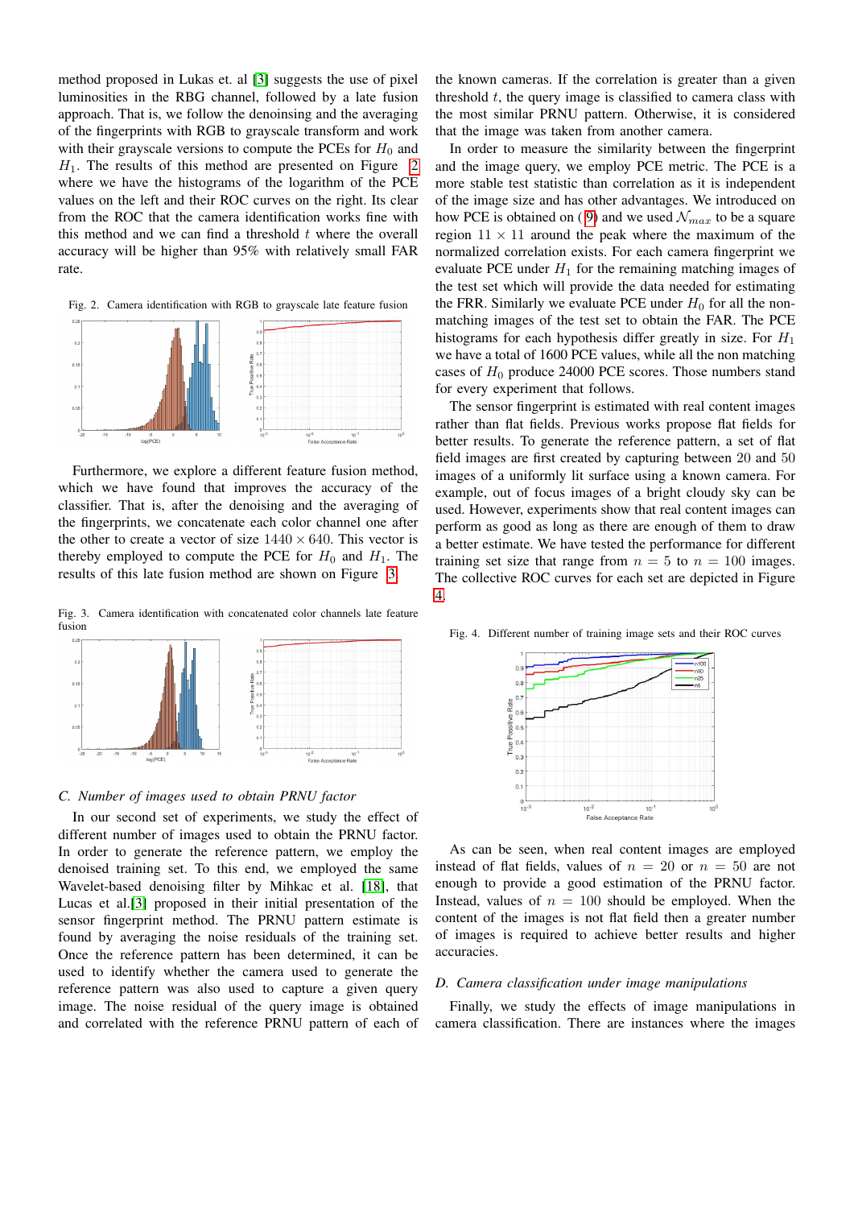method proposed in Lukas et. al [3] suggests the use of pixel luminosities in the RBG channel, followed by a late fusion approach. That is, we follow the denoising and the averaging of the fingerprints with RGB to grayscale transform and work with their grayscale versions to compute the PCEs for $H_0$ and $H_1$. The results of this method are presented on Figure 2 where we have the histograms of the logarithm of the PCE values on the left and their ROC curves on the right. Its clear from the ROC that the camera identification works fine with this method and we can find a threshold $t$ where the overall accuracy will be higher than 95% with relatively small FAR rate.

Fig. 2. Camera identification with RGB to grayscale late feature fusion

0.25
0.2
0.15
0.1
0.05
-20 -15 -10 -5 0 5 10
log(PCE)

True Positive Rate
1
0.9
0.8
0.7
0.6
0.5
0.4
0.3
0.2
0.1
0
$10^{-3}$ $10^{-2}$ $10^{-1}$ $10^{0}$
False Acceptance Rate

Furthermore, we explore a different feature fusion method, which we have found that improves the accuracy of the classifier. That is, after the denoising and the averaging of the fingerprints, we concatenate each color channel one after the other to create a vector of size $1440 \times 640$. This vector is thereby employed to compute the PCE for $H_0$ and $H_1$. The results of this late fusion method are shown on Figure 3.

Fig. 3. Camera identification with concatenated color channels late feature fusion

0.25
0.2
0.15
0.1
0.05
-25 -20 -15 -10 -5 0 5 10 15
log(PCE)

True Positive Rate
1
0.9
0.8
0.7
0.6
0.5
0.4
0.3
0.2
0.1
0
$10^{-3}$ $10^{-2}$ $10^{-1}$ $10^{0}$
False Acceptance Rate

### C. Number of images used to obtain PRNU factor

In our second set of experiments, we study the effect of different number of images used to obtain the PRNU factor. In order to generate the reference pattern, we employ the denoised training set. To this end, we employed the same Wavelet-based denoising filter by Mihkac et al. [18], that Lucas et al.[3] proposed in their initial presentation of the sensor fingerprint method. The PRNU pattern estimate is found by averaging the noise residuals of the training set. Once the reference pattern has been determined, it can be used to identify whether the camera used to generate the reference pattern was also used to capture a given query image. The noise residual of the query image is obtained and correlated with the reference PRNU pattern of each of the known cameras. If the correlation is greater than a given threshold $t$, the query image is classified to camera class with the most similar PRNU pattern. Otherwise, it is considered that the image was taken from another camera.

In order to measure the similarity between the fingerprint and the image query, we employ PCE metric. The PCE is a more stable test statistic than correlation as it is independent of the image size and has other advantages. We introduced on how PCE is obtained on (9) and we used $\mathcal{N}_{max}$ to be a square region $11 \times 11$ around the peak where the maximum of the normalized correlation exists. For each camera fingerprint we evaluate PCE under $H_1$ for the remaining matching images of the test set which will provide the data needed for estimating the FRR. Similarly we evaluate PCE under $H_0$ for all the non-matching images of the test set to obtain the FAR. The PCE histograms for each hypothesis differ greatly in size. For $H_1$ we have a total of 1600 PCE values, while all the non matching cases of $H_0$ produce 24000 PCE scores. Those numbers stand for every experiment that follows.

The sensor fingerprint is estimated with real content images rather than flat fields. Previous works propose flat fields for better results. To generate the reference pattern, a set of flat field images are first created by capturing between 20 and 50 images of a uniformly lit surface using a known camera. For example, out of focus images of a bright cloudy sky can be used. However, experiments show that real content images can perform as good as long as there are enough of them to draw a better estimate. We have tested the performance for different training set size that range from $n = 5$ to $n = 100$ images. The collective ROC curves for each set are depicted in Figure 4.

Fig. 4. Different number of training image sets and their ROC curves

True Positive Rate
1
0.9
0.8
0.7
0.6
0.5
0.4
0.3
0.2
0.1
0
$10^{-3}$ $10^{-2}$ $10^{-1}$ $10^{0}$
False Acceptance Rate
n100
n50
n25
n5

As can be seen, when real content images are employed instead of flat fields, values of $n = 20$ or $n = 50$ are not enough to provide a good estimation of the PRNU factor. Instead, values of $n = 100$ should be employed. When the content of the images is not flat field then a greater number of images is required to achieve better results and higher accuracies.

### D. Camera classification under image manipulations

Finally, we study the effects of image manipulations in camera classification. There are instances where the images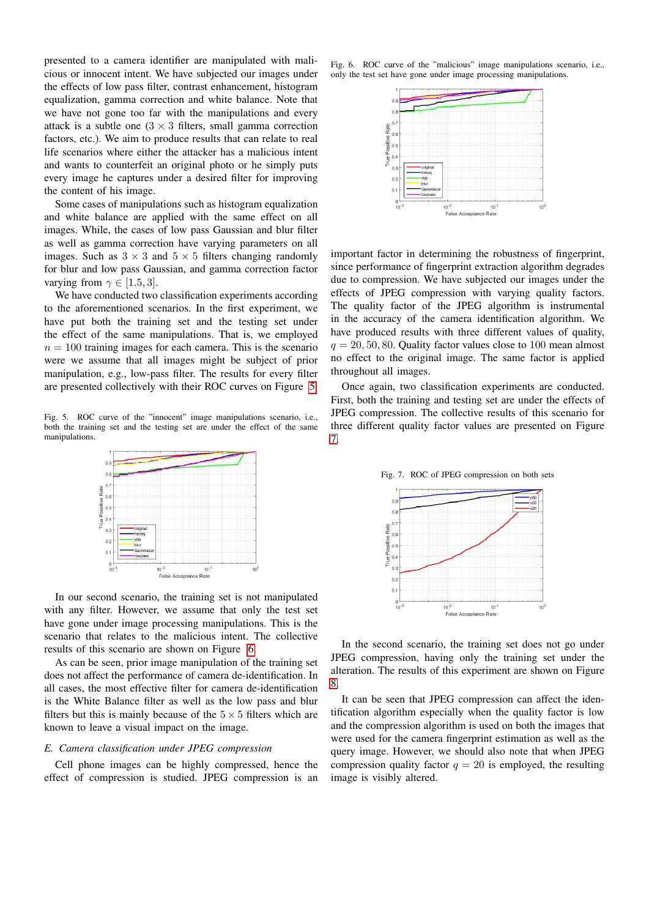presented to a camera identifier are manipulated with malicious or innocent intent. We have subjected our images under the effects of low pass filter, contrast enhancement, histogram equalization, gamma correction and white balance. Note that we have not gone too far with the manipulations and every attack is a subtle one ($3 \times 3$ filters, small gamma correction factors, etc.). We aim to produce results that can relate to real life scenarios where either the attacker has a malicious intent and wants to counterfeit an original photo or he simply puts every image he captures under a desired filter for improving the content of his image.

Some cases of manipulations such as histogram equalization and white balance are applied with the same effect on all images. While, the cases of low pass Gaussian and blur filter as well as gamma correction have varying parameters on all images. Such as $3 \times 3$ and $5 \times 5$ filters changing randomly for blur and low pass Gaussian, and gamma correction factor varying from $\gamma \in [1.5, 3]$.

We have conducted two classification experiments according to the aforementioned scenarios. In the first experiment, we have put both the training set and the testing set under the effect of the same manipulations. That is, we employed $n = 100$ training images for each camera. This is the scenario were we assume that all images might be subject of prior manipulation, e.g., low-pass filter. The results for every filter are presented collectively with their ROC curves on Figure 5.

Fig. 5. ROC curve of the "innocent" image manipulations scenario, i.e., both the training set and the testing set are under the effect of the same manipulations.

In our second scenario, the training set is not manipulated with any filter. However, we assume that only the test set have gone under image processing manipulations. This is the scenario that relates to the malicious intent. The collective results of this scenario are shown on Figure 6.

As can be seen, prior image manipulation of the training set does not affect the performance of camera de-identification. In all cases, the most effective filter for camera de-identification is the White Balance filter as well as the low pass and blur filters but this is mainly because of the $5 \times 5$ filters which are known to leave a visual impact on the image.

### *E. Camera classification under JPEG compression*

Cell phone images can be highly compressed, hence the effect of compression is studied. JPEG compression is an important factor in determining the robustness of fingerprint, since performance of fingerprint extraction algorithm degrades due to compression. We have subjected our images under the effects of JPEG compression with varying quality factors. The quality factor of the JPEG algorithm is instrumental in the accuracy of the camera identification algorithm. We have produced results with three different values of quality, $q = 20, 50, 80$. Quality factor values close to 100 mean almost no effect to the original image. The same factor is applied throughout all images.

Fig. 6. ROC curve of the "malicious" image manipulations scenario, i.e., only the test set have gone under image processing manipulations.

Once again, two classification experiments are conducted. First, both the training and testing set are under the effects of JPEG compression. The collective results of this scenario for three different quality factor values are presented on Figure 7.

Fig. 7. ROC of JPEG compression on both sets

In the second scenario, the training set does not go under JPEG compression, having only the training set under the alteration. The results of this experiment are shown on Figure 8.

It can be seen that JPEG compression can affect the identification algorithm especially when the quality factor is low and the compression algorithm is used on both the images that were used for the camera fingerprint estimation as well as the query image. However, we should also note that when JPEG compression quality factor $q = 20$ is employed, the resulting image is visibly altered.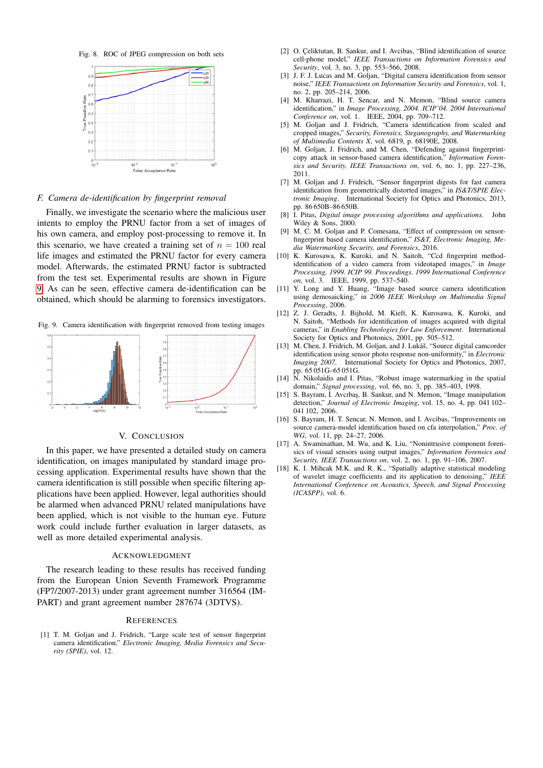Fig. 8. ROC of JPEG compression on both sets

1
0.9
0.8
0.7
0.6
0.5
0.4
0.3
0.2
0.1
0
True Possitive Rate
$10^{-3}$
$10^{-2}$
$10^{-1}$
$10^{0}$
False Acceptance Rate
q20
q50
q80

### F. Camera de-identification by fingerprint removal

Finally, we investigate the scenario where the malicious user intents to employ the PRNU factor from a set of images of his own camera, and employ post-processing to remove it. In this scenario, we have created a training set of $n = 100$ real life images and estimated the PRNU factor for every camera model. Afterwards, the estimated PRNU factor is subtracted from the test set. Experimental results are shown in Figure 9. As can be seen, effective camera de-identification can be obtained, which should be alarming to forensics investigators.

Fig. 9. Camera identification with fingerprint removed from testing images

0.6
0.5
0.4
0.3
0.2
0.1
-2
0
2
4
6
8
10
12
log(PCE)

1
0.9
0.8
0.7
0.6
0.5
0.4
0.3
0.2
0.1
0
True Possitive Rate
$10^{-3}$
$10^{-2}$
$10^{-1}$
$10^{0}$
False Acceptance Rate

## V. Conclusion

In this paper, we have presented a detailed study on camera identification, on images manipulated by standard image processing application. Experimental results have shown that the camera identification is still possible when specific filtering applications have been applied. However, legal authorities should be alarmed when advanced PRNU related manipulations have been applied, which is not visible to the human eye. Future work could include further evaluation in larger datasets, as well as more detailed experimental analysis.

## Acknowledgment

The research leading to these results has received funding from the European Union Seventh Framework Programme (FP7/2007-2013) under grant agreement number 316564 (IMPART) and grant agreement number 287674 (3DTVS).

## References

[1] T. M. Goljan and J. Fridrich, "Large scale test of sensor fingerprint camera identification," *Electronic Imaging, Media Forensics and Security (SPIE)*, vol. 12.

[2] O. Çeliktutan, B. Sankur, and I. Avcibas, "Blind identification of source cell-phone model," *IEEE Transactions on Information Forensics and Security*, vol. 3, no. 3, pp. 553–566, 2008.

[3] J. F. J. Lucas and M. Goljan, "Digital camera identification from sensor noise," *IEEE Transactions on Information Security and Forensics*, vol. 1, no. 2, pp. 205–214, 2006.

[4] M. Kharrazi, H. T. Sencar, and N. Memon, "Blind source camera identification," in *Image Processing, 2004. ICIP'04. 2004 International Conference on*, vol. 1. IEEE, 2004, pp. 709–712.

[5] M. Goljan and J. Fridrich, "Camera identification from scaled and cropped images," *Security, Forensics, Steganography, and Watermarking of Multimedia Contents X*, vol. 6819, p. 68190E, 2008.

[6] M. Goljan, J. Fridrich, and M. Chen, "Defending against fingerprint-copy attack in sensor-based camera identification," *Information Forensics and Security, IEEE Transactions on*, vol. 6, no. 1, pp. 227–236, 2011.

[7] M. Goljan and J. Fridrich, "Sensor fingerprint digests for fast camera identification from geometrically distorted images," in *IS&T/SPIE Electronic Imaging*. International Society for Optics and Photonics, 2013, pp. 86 650B–86 650B.

[8] I. Pitas, *Digital image processing algorithms and applications*. John Wiley & Sons, 2000.

[9] M. C. M. Goljan and P. Comesana, "Effect of compression on sensor-fingerprint based camera identification," *IS&T, Electronic Imaging, Media Watermarking Security, and Forensics*, 2016.

[10] K. Kurosawa, K. Kuroki, and N. Saitoh, "Ccd fingerprint method-identification of a video camera from videotaped images," in *Image Processing, 1999. ICIP 99. Proceedings. 1999 International Conference on*, vol. 3. IEEE, 1999, pp. 537–540.

[11] Y. Long and Y. Huang, "Image based source camera identification using demosaicking," in *2006 IEEE Workshop on Multimedia Signal Processing*, 2006.

[12] Z. J. Geradts, J. Bijhold, M. Kieft, K. Kurosawa, K. Kuroki, and N. Saitoh, "Methods for identification of images acquired with digital cameras," in *Enabling Technologies for Law Enforcement*. International Society for Optics and Photonics, 2001, pp. 505–512.

[13] M. Chen, J. Fridrich, M. Goljan, and J. Lukáš, "Source digital camcorder identification using sensor photo response non-uniformity," in *Electronic Imaging 2007*. International Society for Optics and Photonics, 2007, pp. 65 051G–65 051G.

[14] N. Nikolaidis and I. Pitas, "Robust image watermarking in the spatial domain," *Signal processing*, vol. 66, no. 3, pp. 385–403, 1998.

[15] S. Bayram, İ. Avcıbaş, B. Sankur, and N. Memon, "Image manipulation detection," *Journal of Electronic Imaging*, vol. 15, no. 4, pp. 041 102–041 102, 2006.

[16] S. Bayram, H. T. Sencar, N. Memon, and I. Avcibas, "Improvements on source camera-model identification based on cfa interpolation," *Proc. of WG*, vol. 11, pp. 24–27, 2006.

[17] A. Swaminathan, M. Wu, and K. Liu, "Nonintrusive component forensics of visual sensors using output images," *Information Forensics and Security, IEEE Transactions on*, vol. 2, no. 1, pp. 91–106, 2007.

[18] K. I. Mihcak M.K. and R. K., "Spatially adaptive statistical modeling of wavelet image coefficients and its application to denoising," *IEEE International Conference on Acoustics, Speech, and Signal Processing (ICASPP)*, vol. 6.